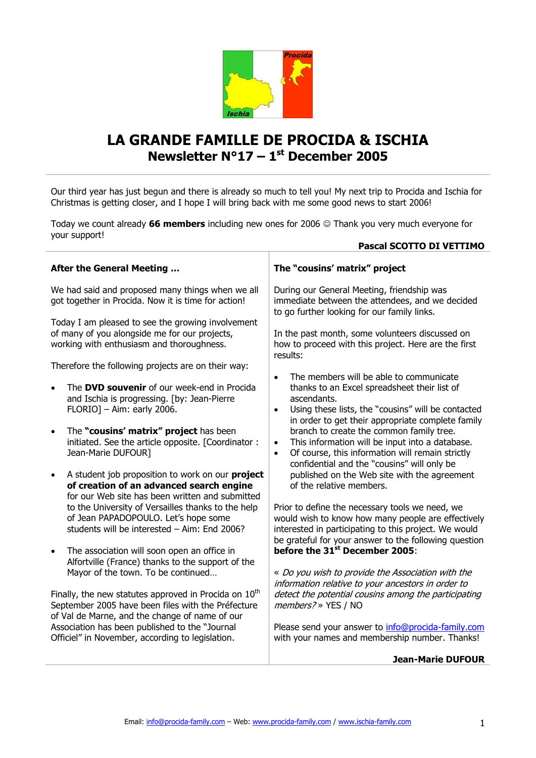# LA GRANDE FAMILLE DE PROCIDA & ISCHIA
## Newsletter N°17 – 1st December 2005

Our third year has just begun and there is already so much to tell you! My next trip to Procida and Ischia for Christmas is getting closer, and I hope I will bring back with me some good news to start 2006!

Today we count already **66 members** including new ones for 2006 ☺ Thank you very much everyone for your support!

**Pascal SCOTTO DI VETTIMO**

### After the General Meeting …

We had said and proposed many things when we all got together in Procida. Now it is time for action!

Today I am pleased to see the growing involvement of many of you alongside me for our projects, working with enthusiasm and thoroughness.

Therefore the following projects are on their way:

- The **DVD souvenir** of our week-end in Procida and Ischia is progressing. [by: Jean-Pierre FLORIO] – Aim: early 2006.
- The **"cousins' matrix" project** has been initiated. See the article opposite. [Coordinator : Jean-Marie DUFOUR]
- A student job proposition to work on our **project of creation of an advanced search engine** for our Web site has been written and submitted to the University of Versailles thanks to the help of Jean PAPADOPOULO. Let's hope some students will be interested – Aim: End 2006?
- The association will soon open an office in Alfortville (France) thanks to the support of the Mayor of the town. To be continued…

Finally, the new statutes approved in Procida on 10th September 2005 have been files with the Préfecture of Val de Marne, and the change of name of our Association has been published to the "Journal Officiel" in November, according to legislation.

### The "cousins' matrix" project

During our General Meeting, friendship was immediate between the attendees, and we decided to go further looking for our family links.

In the past month, some volunteers discussed on how to proceed with this project. Here are the first results:

- The members will be able to communicate thanks to an Excel spreadsheet their list of ascendants.
- Using these lists, the "cousins" will be contacted in order to get their appropriate complete family branch to create the common family tree.
- This information will be input into a database.
- Of course, this information will remain strictly confidential and the "cousins" will only be published on the Web site with the agreement of the relative members.

Prior to define the necessary tools we need, we would wish to know how many people are effectively interested in participating to this project. We would be grateful for your answer to the following question **before the 31st December 2005**:

« *Do you wish to provide the Association with the information relative to your ancestors in order to detect the potential cousins among the participating members?* » YES / NO

Please send your answer to info@procida-family.com with your names and membership number. Thanks!

**Jean-Marie DUFOUR**

Email: info@procida-family.com – Web: www.procida-family.com / www.ischia-family.com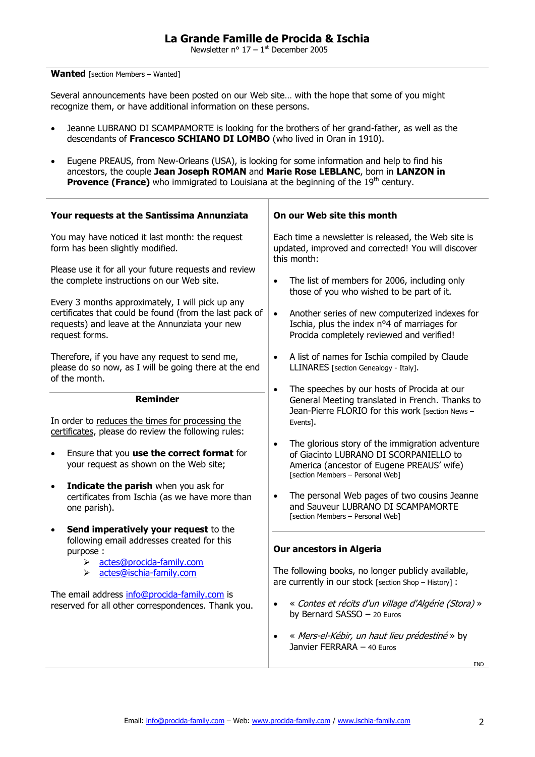# La Grande Famille de Procida & Ischia

Newsletter n° 17 – 1st December 2005

**Wanted** [section Members – Wanted]

Several announcements have been posted on our Web site… with the hope that some of you might recognize them, or have additional information on these persons.

- Jeanne LUBRANO DI SCAMPAMORTE is looking for the brothers of her grand-father, as well as the descendants of **Francesco SCHIANO DI LOMBO** (who lived in Oran in 1910).
- Eugene PREAUS, from New-Orleans (USA), is looking for some information and help to find his ancestors, the couple **Jean Joseph ROMAN** and **Marie Rose LEBLANC**, born in **LANZON in Provence (France)** who immigrated to Louisiana at the beginning of the 19th century.

## Your requests at the Santissima Annunziata

You may have noticed it last month: the request form has been slightly modified.

Please use it for all your future requests and review the complete instructions on our Web site.

Every 3 months approximately, I will pick up any certificates that could be found (from the last pack of requests) and leave at the Annunziata your new request forms.

Therefore, if you have any request to send me, please do so now, as I will be going there at the end of the month.

### Reminder

In order to reduces the times for processing the certificates, please do review the following rules:

- Ensure that you **use the correct format** for your request as shown on the Web site;
- **Indicate the parish** when you ask for certificates from Ischia (as we have more than one parish).
- **Send imperatively your request** to the following email addresses created for this purpose :
  - actes@procida-family.com
  - actes@ischia-family.com

The email address info@procida-family.com is reserved for all other correspondences. Thank you.

## On our Web site this month

Each time a newsletter is released, the Web site is updated, improved and corrected! You will discover this month:

- The list of members for 2006, including only those of you who wished to be part of it.
- Another series of new computerized indexes for Ischia, plus the index n°4 of marriages for Procida completely reviewed and verified!
- A list of names for Ischia compiled by Claude LLINARES [section Genealogy - Italy].
- The speeches by our hosts of Procida at our General Meeting translated in French. Thanks to Jean-Pierre FLORIO for this work [section News – Events].
- The glorious story of the immigration adventure of Giacinto LUBRANO DI SCORPANIELLO to America (ancestor of Eugene PREAUS' wife) [section Members – Personal Web]
- The personal Web pages of two cousins Jeanne and Sauveur LUBRANO DI SCAMPAMORTE [section Members – Personal Web]

## Our ancestors in Algeria

The following books, no longer publicly available, are currently in our stock [section Shop – History] :

- « *Contes et récits d'un village d'Algérie (Stora)* » by Bernard SASSO – 20 Euros
- « *Mers-el-Kébir, un haut lieu prédestiné* » by Janvier FERRARA – 40 Euros

END